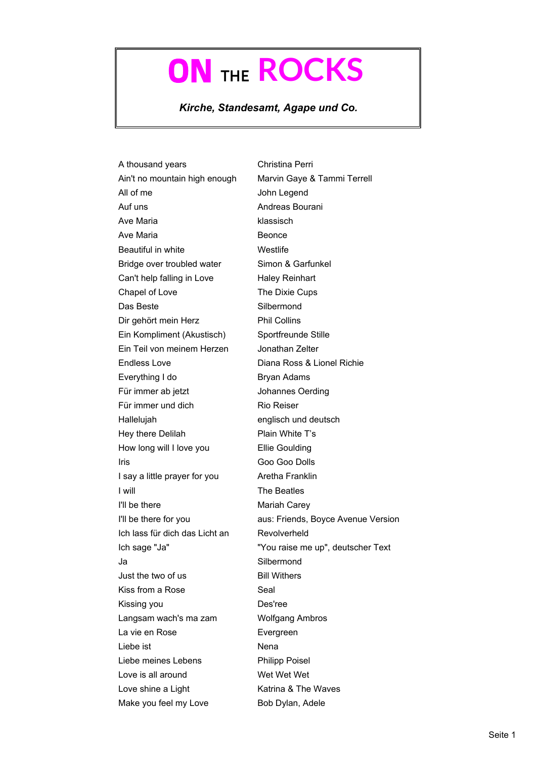# ON THE ROCKS

***Kirche, Standesamt, Agape und Co.***

| | |
|---|---|
| A thousand years | Christina Perri |
| Ain't no mountain high enough | Marvin Gaye & Tammi Terrell |
| All of me | John Legend |
| Auf uns | Andreas Bourani |
| Ave Maria | klassisch |
| Ave Maria | Beonce |
| Beautiful in white | Westlife |
| Bridge over troubled water | Simon & Garfunkel |
| Can't help falling in Love | Haley Reinhart |
| Chapel of Love | The Dixie Cups |
| Das Beste | Silbermond |
| Dir gehört mein Herz | Phil Collins |
| Ein Kompliment (Akustisch) | Sportfreunde Stille |
| Ein Teil von meinem Herzen | Jonathan Zelter |
| Endless Love | Diana Ross & Lionel Richie |
| Everything I do | Bryan Adams |
| Für immer ab jetzt | Johannes Oerding |
| Für immer und dich | Rio Reiser |
| Hallelujah | englisch und deutsch |
| Hey there Delilah | Plain White T's |
| How long will I love you | Ellie Goulding |
| Iris | Goo Goo Dolls |
| I say a little prayer for you | Aretha Franklin |
| I will | The Beatles |
| I'll be there | Mariah Carey |
| I'll be there for you | aus: Friends, Boyce Avenue Version |
| Ich lass für dich das Licht an | Revolverheld |
| Ich sage "Ja" | "You raise me up", deutscher Text |
| Ja | Silbermond |
| Just the two of us | Bill Withers |
| Kiss from a Rose | Seal |
| Kissing you | Des'ree |
| Langsam wach's ma zam | Wolfgang Ambros |
| La vie en Rose | Evergreen |
| Liebe ist | Nena |
| Liebe meines Lebens | Philipp Poisel |
| Love is all around | Wet Wet Wet |
| Love shine a Light | Katrina & The Waves |
| Make you feel my Love | Bob Dylan, Adele |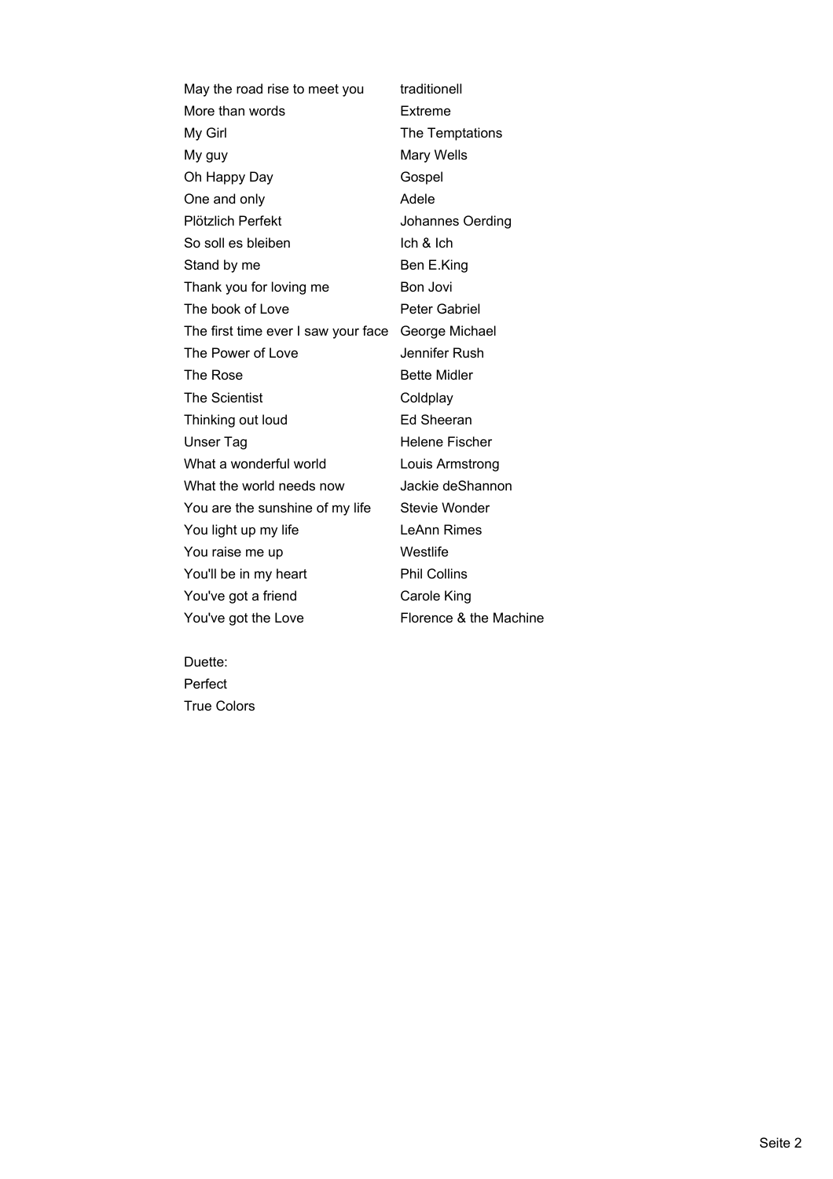| | |
|---|---|
| May the road rise to meet you | traditionell |
| More than words | Extreme |
| My Girl | The Temptations |
| My guy | Mary Wells |
| Oh Happy Day | Gospel |
| One and only | Adele |
| Plötzlich Perfekt | Johannes Oerding |
| So soll es bleiben | Ich & Ich |
| Stand by me | Ben E.King |
| Thank you for loving me | Bon Jovi |
| The book of Love | Peter Gabriel |
| The first time ever I saw your face | George Michael |
| The Power of Love | Jennifer Rush |
| The Rose | Bette Midler |
| The Scientist | Coldplay |
| Thinking out loud | Ed Sheeran |
| Unser Tag | Helene Fischer |
| What a wonderful world | Louis Armstrong |
| What the world needs now | Jackie deShannon |
| You are the sunshine of my life | Stevie Wonder |
| You light up my life | LeAnn Rimes |
| You raise me up | Westlife |
| You'll be in my heart | Phil Collins |
| You've got a friend | Carole King |
| You've got the Love | Florence & the Machine |

Duette:
Perfect
True Colors